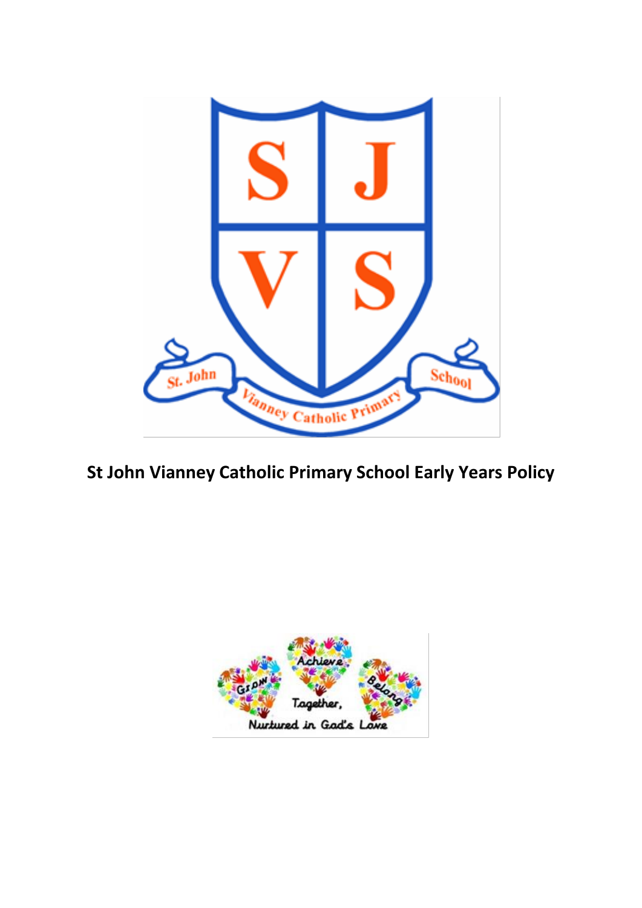# St John Vianney Catholic Primary School Early Years Policy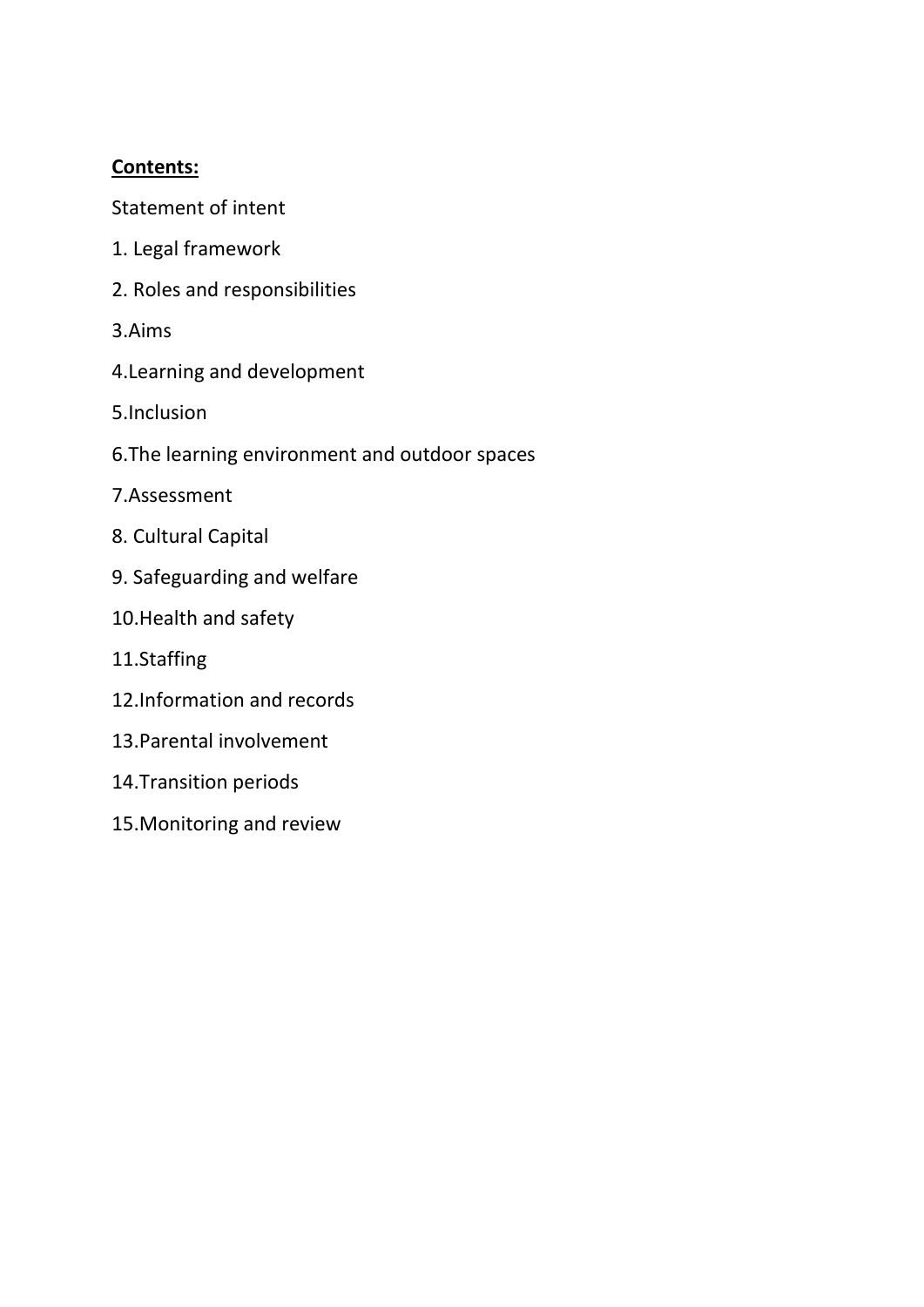**Contents:**

Statement of intent

1. Legal framework

2. Roles and responsibilities

3.Aims

4.Learning and development

5.Inclusion

6.The learning environment and outdoor spaces

7.Assessment

8. Cultural Capital

9. Safeguarding and welfare

10.Health and safety

11.Staffing

12.Information and records

13.Parental involvement

14.Transition periods

15.Monitoring and review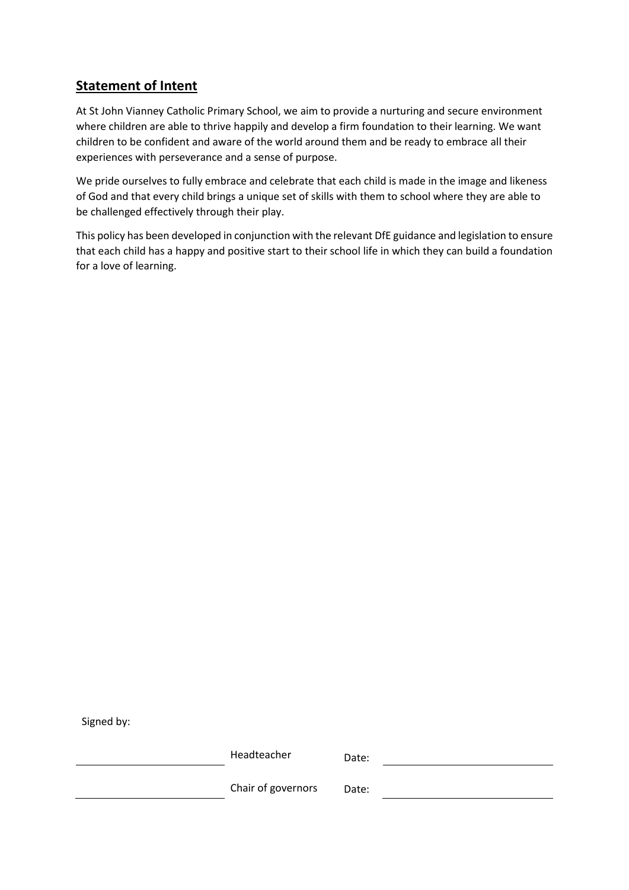## **Statement of Intent**

At St John Vianney Catholic Primary School, we aim to provide a nurturing and secure environment where children are able to thrive happily and develop a firm foundation to their learning. We want children to be confident and aware of the world around them and be ready to embrace all their experiences with perseverance and a sense of purpose.

We pride ourselves to fully embrace and celebrate that each child is made in the image and likeness of God and that every child brings a unique set of skills with them to school where they are able to be challenged effectively through their play.

This policy has been developed in conjunction with the relevant DfE guidance and legislation to ensure that each child has a happy and positive start to their school life in which they can build a foundation for a love of learning.

Signed by:

| | | | |
|---|---|---|---|
| ____________________ | Headteacher | Date: | ____________________ |
| ____________________ | Chair of governors | Date: | ____________________ |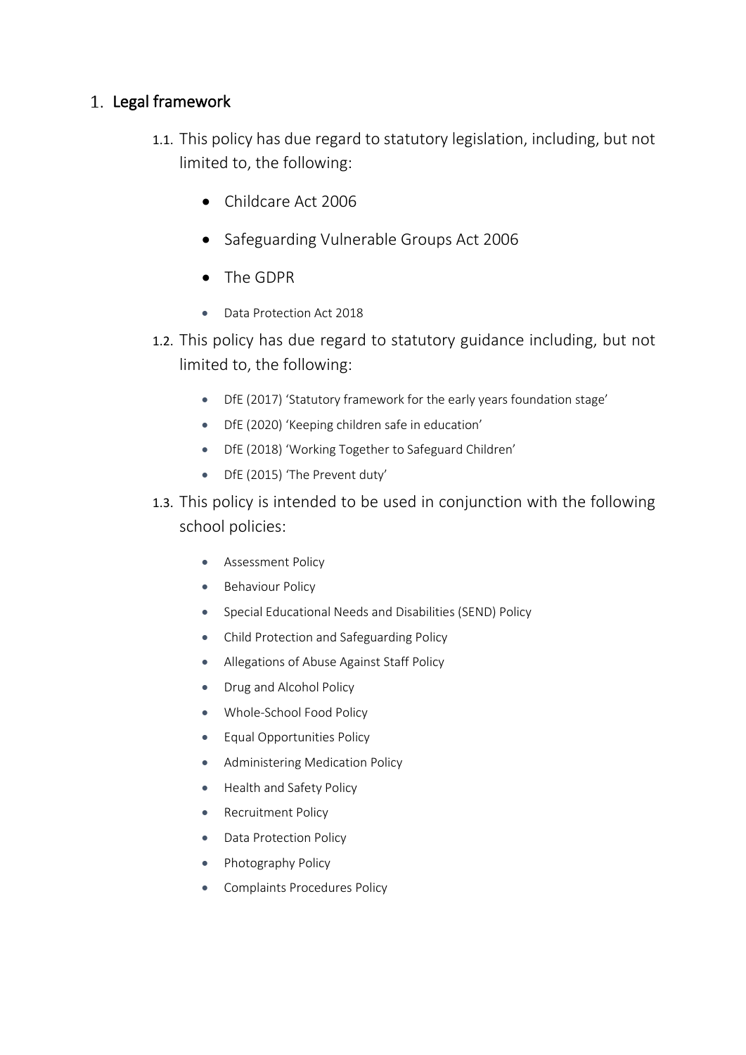# 1. Legal framework

1.1. This policy has due regard to statutory legislation, including, but not limited to, the following:

- Childcare Act 2006
- Safeguarding Vulnerable Groups Act 2006
- The GDPR
- Data Protection Act 2018

1.2. This policy has due regard to statutory guidance including, but not limited to, the following:

- DfE (2017) 'Statutory framework for the early years foundation stage'
- DfE (2020) 'Keeping children safe in education'
- DfE (2018) 'Working Together to Safeguard Children'
- DfE (2015) 'The Prevent duty'

1.3. This policy is intended to be used in conjunction with the following school policies:

- Assessment Policy
- Behaviour Policy
- Special Educational Needs and Disabilities (SEND) Policy
- Child Protection and Safeguarding Policy
- Allegations of Abuse Against Staff Policy
- Drug and Alcohol Policy
- Whole-School Food Policy
- Equal Opportunities Policy
- Administering Medication Policy
- Health and Safety Policy
- Recruitment Policy
- Data Protection Policy
- Photography Policy
- Complaints Procedures Policy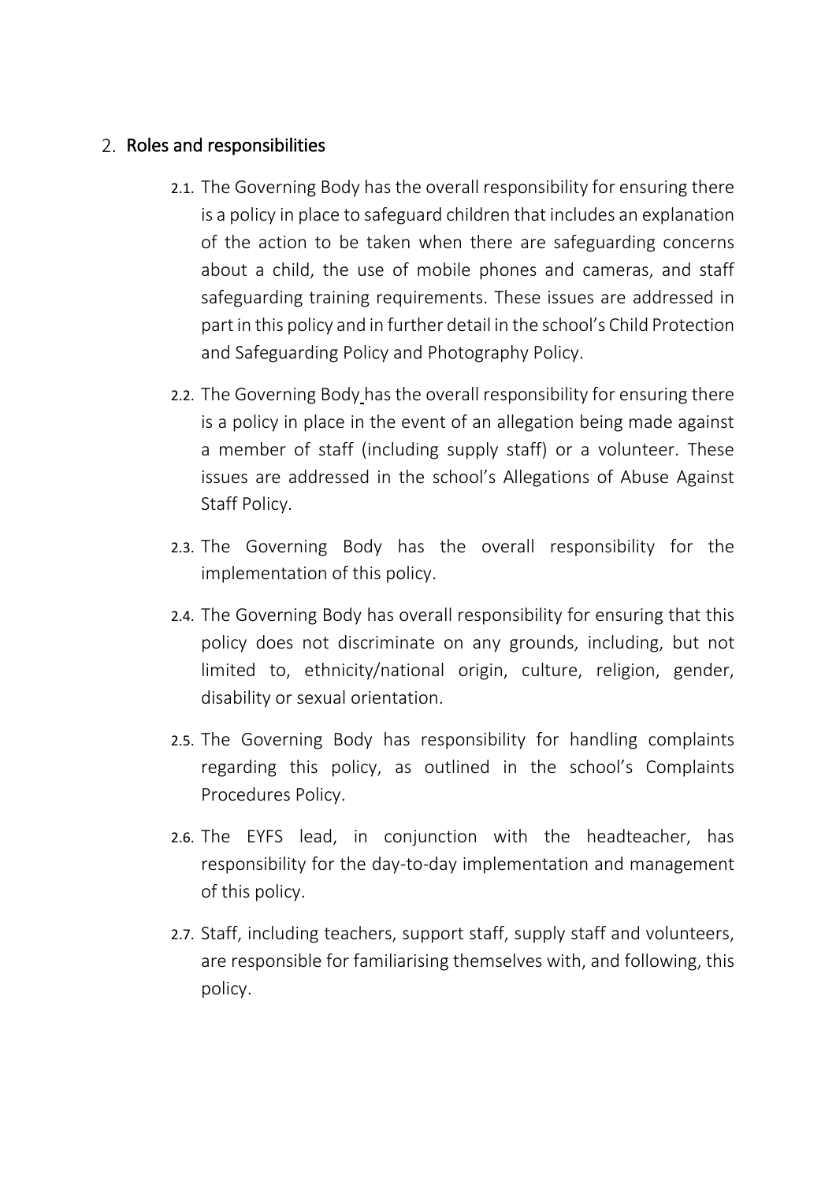## 2. Roles and responsibilities

2.1. The Governing Body has the overall responsibility for ensuring there is a policy in place to safeguard children that includes an explanation of the action to be taken when there are safeguarding concerns about a child, the use of mobile phones and cameras, and staff safeguarding training requirements. These issues are addressed in part in this policy and in further detail in the school's Child Protection and Safeguarding Policy and Photography Policy.

2.2. The Governing Body has the overall responsibility for ensuring there is a policy in place in the event of an allegation being made against a member of staff (including supply staff) or a volunteer. These issues are addressed in the school's Allegations of Abuse Against Staff Policy.

2.3. The Governing Body has the overall responsibility for the implementation of this policy.

2.4. The Governing Body has overall responsibility for ensuring that this policy does not discriminate on any grounds, including, but not limited to, ethnicity/national origin, culture, religion, gender, disability or sexual orientation.

2.5. The Governing Body has responsibility for handling complaints regarding this policy, as outlined in the school's Complaints Procedures Policy.

2.6. The EYFS lead, in conjunction with the headteacher, has responsibility for the day-to-day implementation and management of this policy.

2.7. Staff, including teachers, support staff, supply staff and volunteers, are responsible for familiarising themselves with, and following, this policy.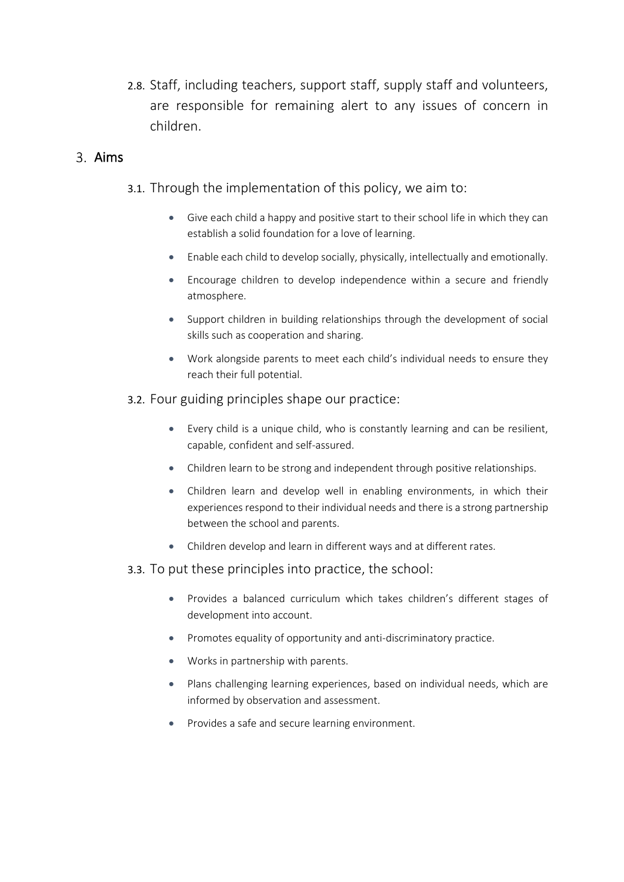2.8. Staff, including teachers, support staff, supply staff and volunteers, are responsible for remaining alert to any issues of concern in children.

## 3. Aims

3.1. Through the implementation of this policy, we aim to:

- Give each child a happy and positive start to their school life in which they can establish a solid foundation for a love of learning.
- Enable each child to develop socially, physically, intellectually and emotionally.
- Encourage children to develop independence within a secure and friendly atmosphere.
- Support children in building relationships through the development of social skills such as cooperation and sharing.
- Work alongside parents to meet each child's individual needs to ensure they reach their full potential.

3.2. Four guiding principles shape our practice:

- Every child is a unique child, who is constantly learning and can be resilient, capable, confident and self-assured.
- Children learn to be strong and independent through positive relationships.
- Children learn and develop well in enabling environments, in which their experiences respond to their individual needs and there is a strong partnership between the school and parents.
- Children develop and learn in different ways and at different rates.

3.3. To put these principles into practice, the school:

- Provides a balanced curriculum which takes children's different stages of development into account.
- Promotes equality of opportunity and anti-discriminatory practice.
- Works in partnership with parents.
- Plans challenging learning experiences, based on individual needs, which are informed by observation and assessment.
- Provides a safe and secure learning environment.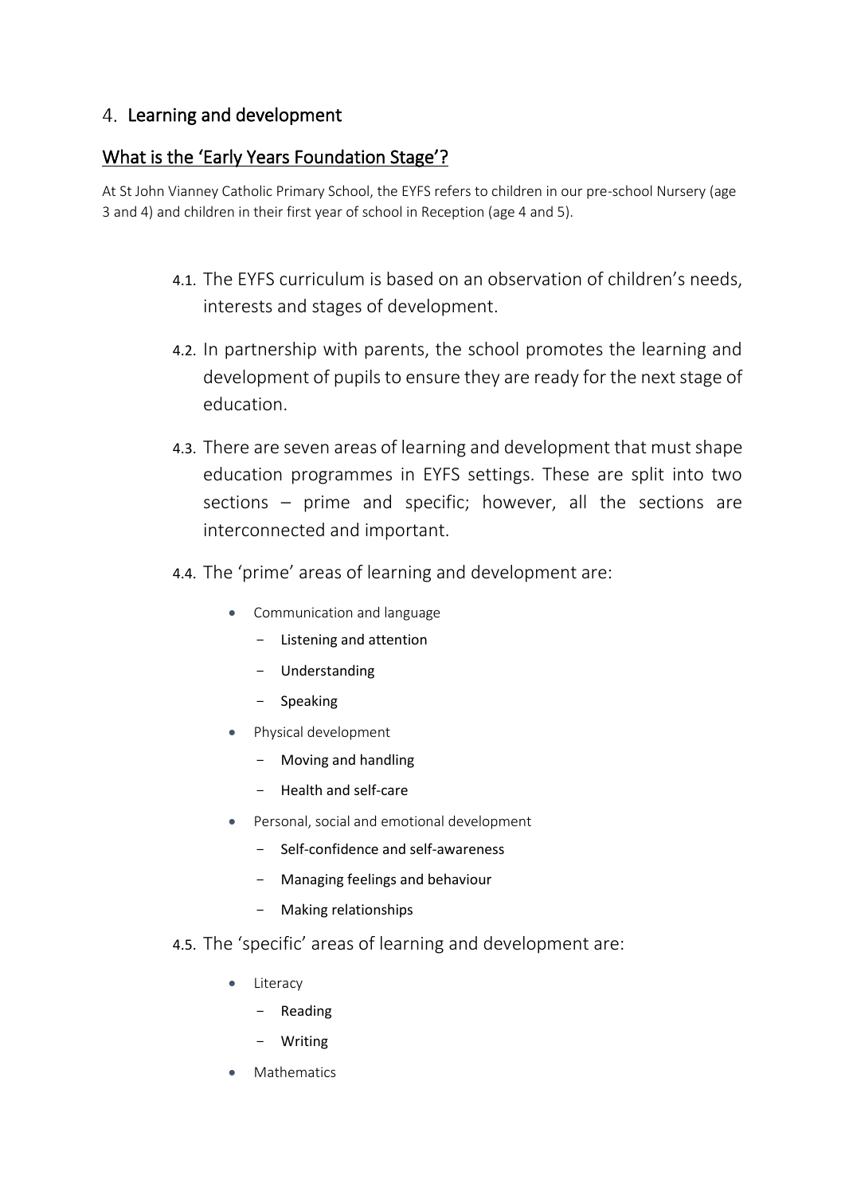## 4. Learning and development

### What is the 'Early Years Foundation Stage'?

At St John Vianney Catholic Primary School, the EYFS refers to children in our pre-school Nursery (age 3 and 4) and children in their first year of school in Reception (age 4 and 5).

4.1. The EYFS curriculum is based on an observation of children's needs, interests and stages of development.

4.2. In partnership with parents, the school promotes the learning and development of pupils to ensure they are ready for the next stage of education.

4.3. There are seven areas of learning and development that must shape education programmes in EYFS settings. These are split into two sections – prime and specific; however, all the sections are interconnected and important.

4.4. The 'prime' areas of learning and development are:

- Communication and language
  - Listening and attention
  - Understanding
  - Speaking
- Physical development
  - Moving and handling
  - Health and self-care
- Personal, social and emotional development
  - Self-confidence and self-awareness
  - Managing feelings and behaviour
  - Making relationships

4.5. The 'specific' areas of learning and development are:

- Literacy
  - Reading
  - Writing
- Mathematics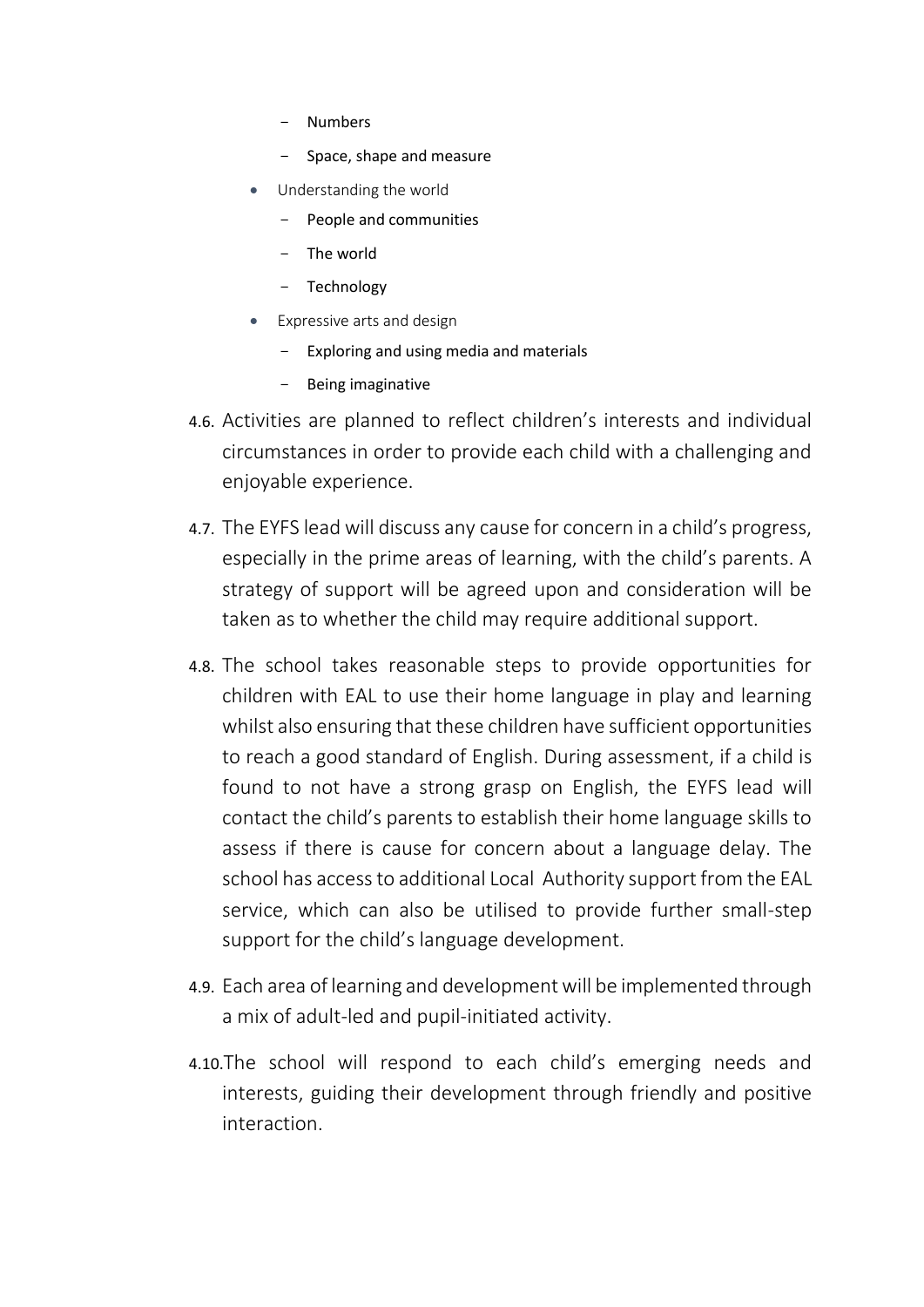- Numbers
    - Space, shape and measure
- Understanding the world
    - People and communities
    - The world
    - Technology
- Expressive arts and design
    - Exploring and using media and materials
    - Being imaginative

4.6. Activities are planned to reflect children's interests and individual circumstances in order to provide each child with a challenging and enjoyable experience.

4.7. The EYFS lead will discuss any cause for concern in a child's progress, especially in the prime areas of learning, with the child's parents. A strategy of support will be agreed upon and consideration will be taken as to whether the child may require additional support.

4.8. The school takes reasonable steps to provide opportunities for children with EAL to use their home language in play and learning whilst also ensuring that these children have sufficient opportunities to reach a good standard of English. During assessment, if a child is found to not have a strong grasp on English, the EYFS lead will contact the child's parents to establish their home language skills to assess if there is cause for concern about a language delay. The school has access to additional Local Authority support from the EAL service, which can also be utilised to provide further small-step support for the child's language development.

4.9. Each area of learning and development will be implemented through a mix of adult-led and pupil-initiated activity.

4.10. The school will respond to each child's emerging needs and interests, guiding their development through friendly and positive interaction.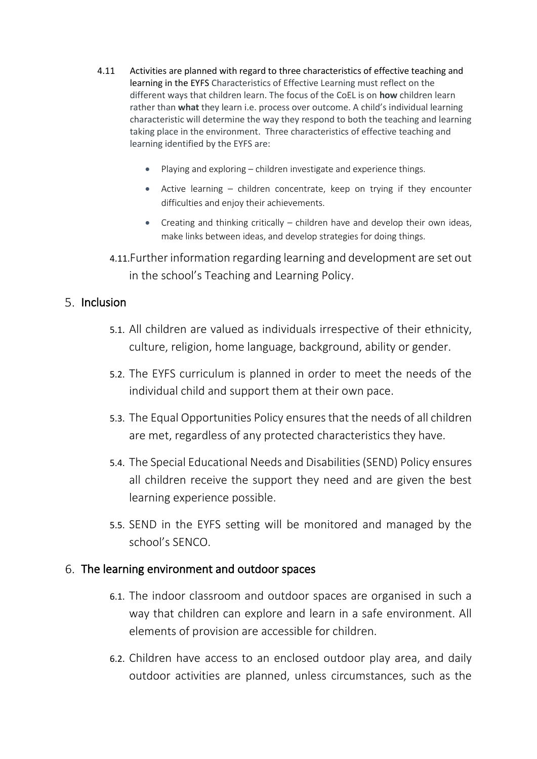4.11 **Activities are planned with regard to three characteristics of effective teaching and learning in the EYFS** Characteristics of Effective Learning must reflect on the different ways that children learn. The focus of the CoEL is on **how** children learn rather than **what** they learn i.e. process over outcome. A child's individual learning characteristic will determine the way they respond to both the teaching and learning taking place in the environment. Three characteristics of effective teaching and learning identified by the EYFS are:

- Playing and exploring – children investigate and experience things.
- Active learning – children concentrate, keep on trying if they encounter difficulties and enjoy their achievements.
- Creating and thinking critically – children have and develop their own ideas, make links between ideas, and develop strategies for doing things.

4.11. Further information regarding learning and development are set out in the school's Teaching and Learning Policy.

## 5. Inclusion

5.1. All children are valued as individuals irrespective of their ethnicity, culture, religion, home language, background, ability or gender.

5.2. The EYFS curriculum is planned in order to meet the needs of the individual child and support them at their own pace.

5.3. The Equal Opportunities Policy ensures that the needs of all children are met, regardless of any protected characteristics they have.

5.4. The Special Educational Needs and Disabilities (SEND) Policy ensures all children receive the support they need and are given the best learning experience possible.

5.5. SEND in the EYFS setting will be monitored and managed by the school's SENCO.

## 6. The learning environment and outdoor spaces

6.1. The indoor classroom and outdoor spaces are organised in such a way that children can explore and learn in a safe environment. All elements of provision are accessible for children.

6.2. Children have access to an enclosed outdoor play area, and daily outdoor activities are planned, unless circumstances, such as the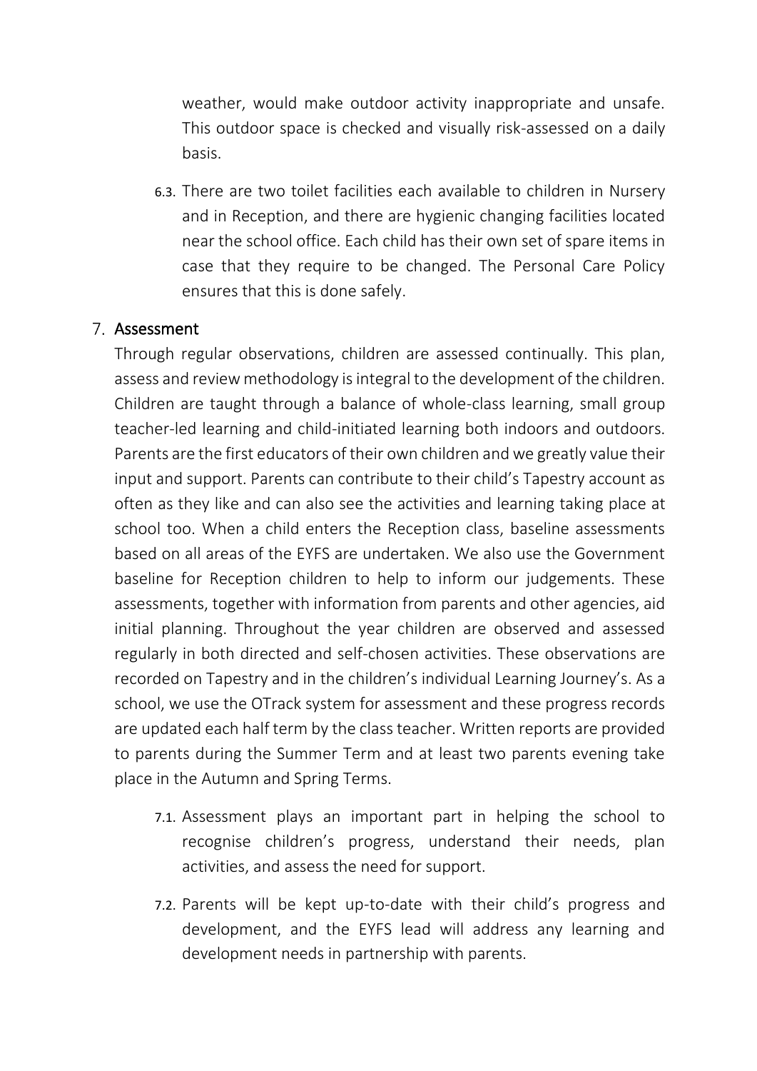weather, would make outdoor activity inappropriate and unsafe. This outdoor space is checked and visually risk-assessed on a daily basis.

6.3. There are two toilet facilities each available to children in Nursery and in Reception, and there are hygienic changing facilities located near the school office. Each child has their own set of spare items in case that they require to be changed. The Personal Care Policy ensures that this is done safely.

## 7. Assessment

Through regular observations, children are assessed continually. This plan, assess and review methodology is integral to the development of the children. Children are taught through a balance of whole-class learning, small group teacher-led learning and child-initiated learning both indoors and outdoors. Parents are the first educators of their own children and we greatly value their input and support. Parents can contribute to their child's Tapestry account as often as they like and can also see the activities and learning taking place at school too. When a child enters the Reception class, baseline assessments based on all areas of the EYFS are undertaken. We also use the Government baseline for Reception children to help to inform our judgements. These assessments, together with information from parents and other agencies, aid initial planning. Throughout the year children are observed and assessed regularly in both directed and self-chosen activities. These observations are recorded on Tapestry and in the children's individual Learning Journey's. As a school, we use the OTrack system for assessment and these progress records are updated each half term by the class teacher. Written reports are provided to parents during the Summer Term and at least two parents evening take place in the Autumn and Spring Terms.

7.1. Assessment plays an important part in helping the school to recognise children's progress, understand their needs, plan activities, and assess the need for support.

7.2. Parents will be kept up-to-date with their child's progress and development, and the EYFS lead will address any learning and development needs in partnership with parents.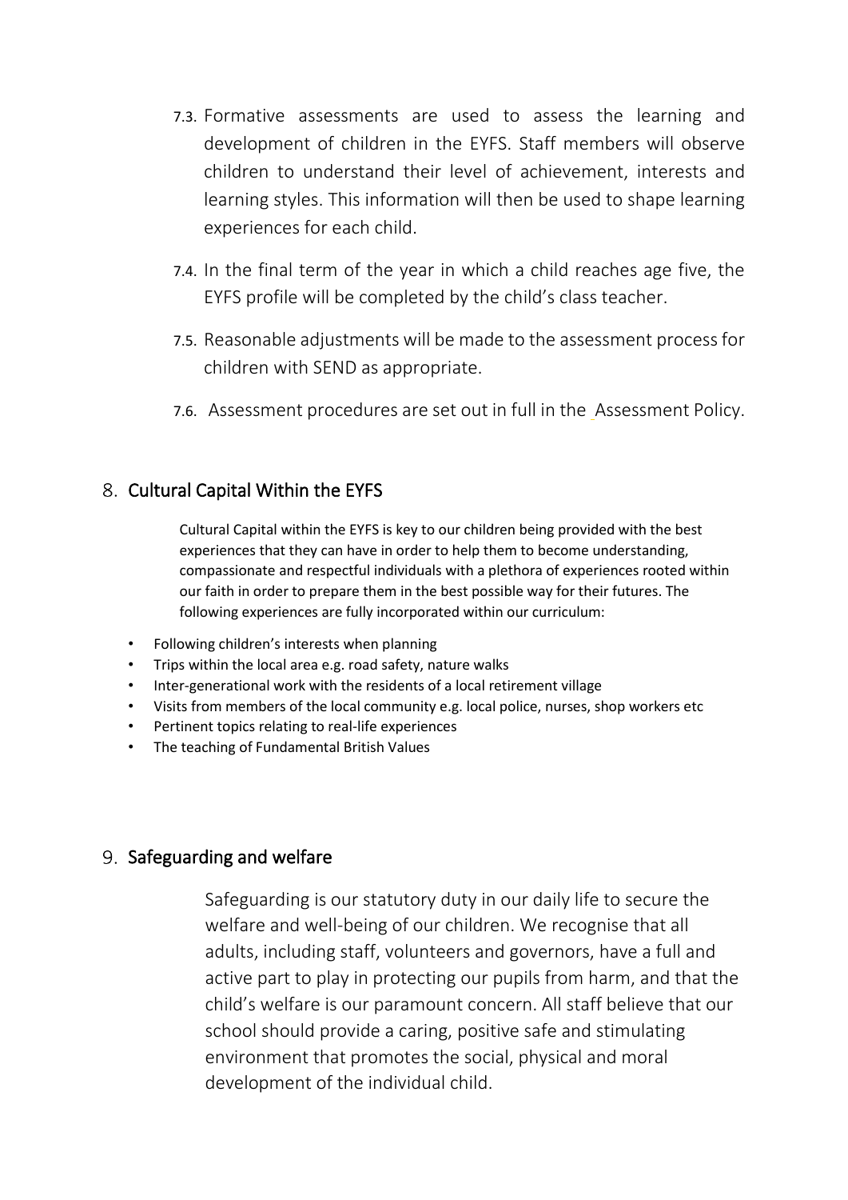7.3. Formative assessments are used to assess the learning and development of children in the EYFS. Staff members will observe children to understand their level of achievement, interests and learning styles. This information will then be used to shape learning experiences for each child.

7.4. In the final term of the year in which a child reaches age five, the EYFS profile will be completed by the child's class teacher.

7.5. Reasonable adjustments will be made to the assessment process for children with SEND as appropriate.

7.6. Assessment procedures are set out in full in the Assessment Policy.

## 8. Cultural Capital Within the EYFS

Cultural Capital within the EYFS is key to our children being provided with the best experiences that they can have in order to help them to become understanding, compassionate and respectful individuals with a plethora of experiences rooted within our faith in order to prepare them in the best possible way for their futures. The following experiences are fully incorporated within our curriculum:

- Following children's interests when planning
- Trips within the local area e.g. road safety, nature walks
- Inter-generational work with the residents of a local retirement village
- Visits from members of the local community e.g. local police, nurses, shop workers etc
- Pertinent topics relating to real-life experiences
- The teaching of Fundamental British Values

## 9. Safeguarding and welfare

Safeguarding is our statutory duty in our daily life to secure the welfare and well-being of our children. We recognise that all adults, including staff, volunteers and governors, have a full and active part to play in protecting our pupils from harm, and that the child's welfare is our paramount concern. All staff believe that our school should provide a caring, positive safe and stimulating environment that promotes the social, physical and moral development of the individual child.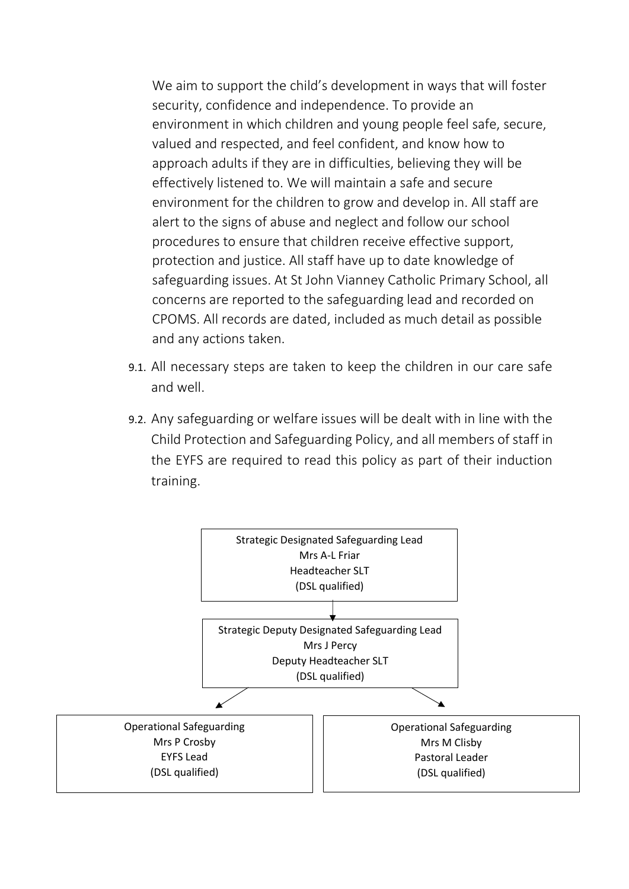We aim to support the child's development in ways that will foster security, confidence and independence. To provide an environment in which children and young people feel safe, secure, valued and respected, and feel confident, and know how to approach adults if they are in difficulties, believing they will be effectively listened to. We will maintain a safe and secure environment for the children to grow and develop in. All staff are alert to the signs of abuse and neglect and follow our school procedures to ensure that children receive effective support, protection and justice. All staff have up to date knowledge of safeguarding issues. At St John Vianney Catholic Primary School, all concerns are reported to the safeguarding lead and recorded on CPOMS. All records are dated, included as much detail as possible and any actions taken.

9.1. All necessary steps are taken to keep the children in our care safe and well.

9.2. Any safeguarding or welfare issues will be dealt with in line with the Child Protection and Safeguarding Policy, and all members of staff in the EYFS are required to read this policy as part of their induction training.

**Strategic Designated Safeguarding Lead**
Mrs A-L Friar
Headteacher SLT
(DSL qualified)

↓

**Strategic Deputy Designated Safeguarding Lead**
Mrs J Percy
Deputy Headteacher SLT
(DSL qualified)

↓

| Operational Safeguarding | Operational Safeguarding |
|---|---|
| Mrs P Crosby | Mrs M Clisby |
| EYFS Lead | Pastoral Leader |
| (DSL qualified) | (DSL qualified) |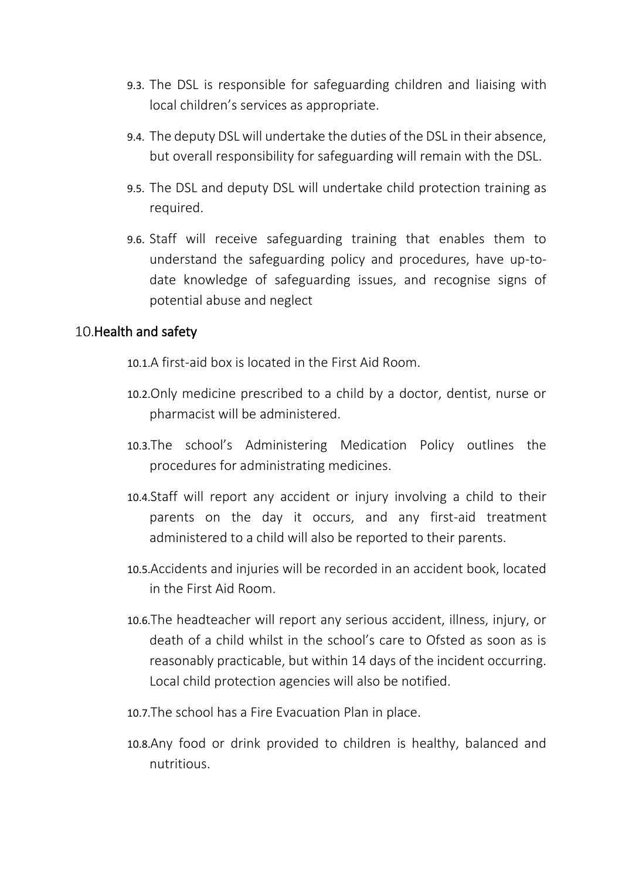9.3. The DSL is responsible for safeguarding children and liaising with local children's services as appropriate.

9.4. The deputy DSL will undertake the duties of the DSL in their absence, but overall responsibility for safeguarding will remain with the DSL.

9.5. The DSL and deputy DSL will undertake child protection training as required.

9.6. Staff will receive safeguarding training that enables them to understand the safeguarding policy and procedures, have up-to-date knowledge of safeguarding issues, and recognise signs of potential abuse and neglect

## 10. Health and safety

10.1. A first-aid box is located in the First Aid Room.

10.2. Only medicine prescribed to a child by a doctor, dentist, nurse or pharmacist will be administered.

10.3. The school's Administering Medication Policy outlines the procedures for administrating medicines.

10.4. Staff will report any accident or injury involving a child to their parents on the day it occurs, and any first-aid treatment administered to a child will also be reported to their parents.

10.5. Accidents and injuries will be recorded in an accident book, located in the First Aid Room.

10.6. The headteacher will report any serious accident, illness, injury, or death of a child whilst in the school's care to Ofsted as soon as is reasonably practicable, but within 14 days of the incident occurring. Local child protection agencies will also be notified.

10.7. The school has a Fire Evacuation Plan in place.

10.8. Any food or drink provided to children is healthy, balanced and nutritious.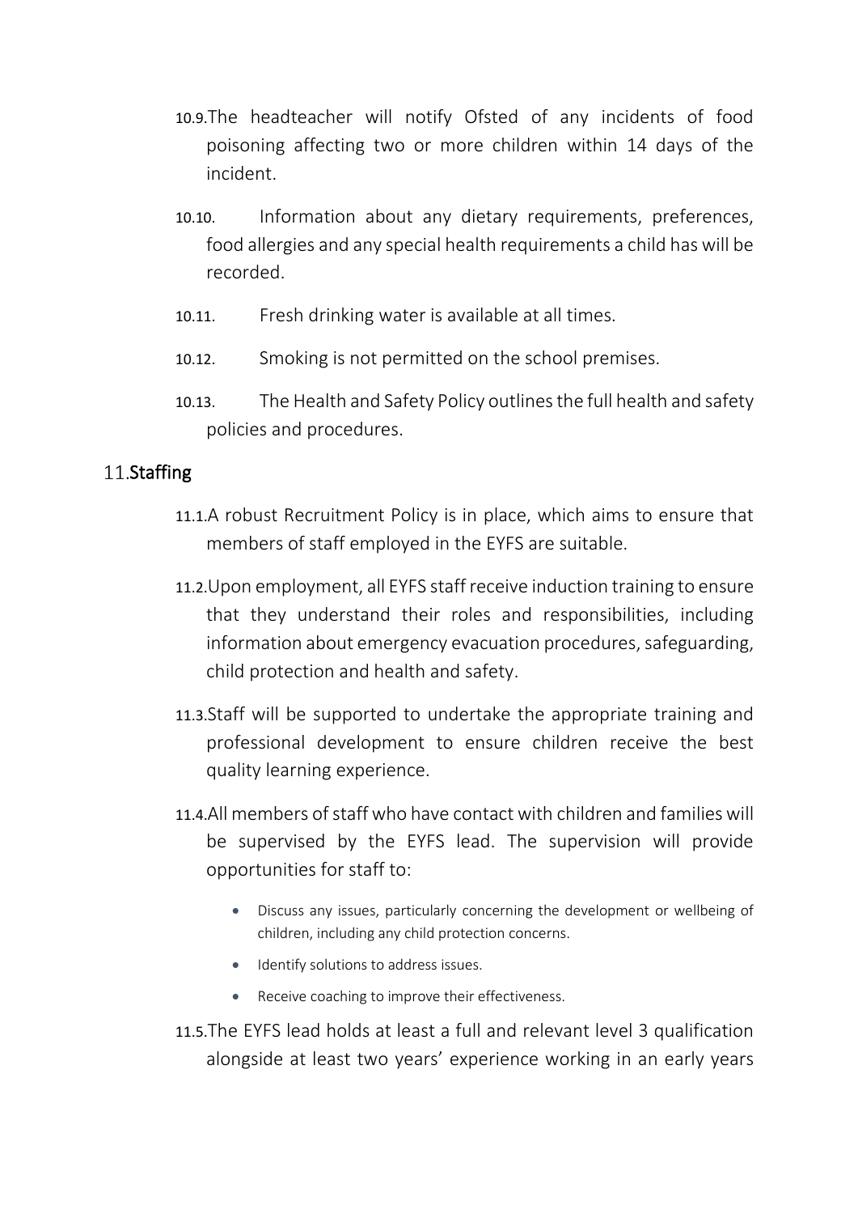10.9. The headteacher will notify Ofsted of any incidents of food poisoning affecting two or more children within 14 days of the incident.

10.10. Information about any dietary requirements, preferences, food allergies and any special health requirements a child has will be recorded.

10.11. Fresh drinking water is available at all times.

10.12. Smoking is not permitted on the school premises.

10.13. The Health and Safety Policy outlines the full health and safety policies and procedures.

## 11. Staffing

11.1. A robust Recruitment Policy is in place, which aims to ensure that members of staff employed in the EYFS are suitable.

11.2. Upon employment, all EYFS staff receive induction training to ensure that they understand their roles and responsibilities, including information about emergency evacuation procedures, safeguarding, child protection and health and safety.

11.3. Staff will be supported to undertake the appropriate training and professional development to ensure children receive the best quality learning experience.

11.4. All members of staff who have contact with children and families will be supervised by the EYFS lead. The supervision will provide opportunities for staff to:

- Discuss any issues, particularly concerning the development or wellbeing of children, including any child protection concerns.
- Identify solutions to address issues.
- Receive coaching to improve their effectiveness.

11.5. The EYFS lead holds at least a full and relevant level 3 qualification alongside at least two years' experience working in an early years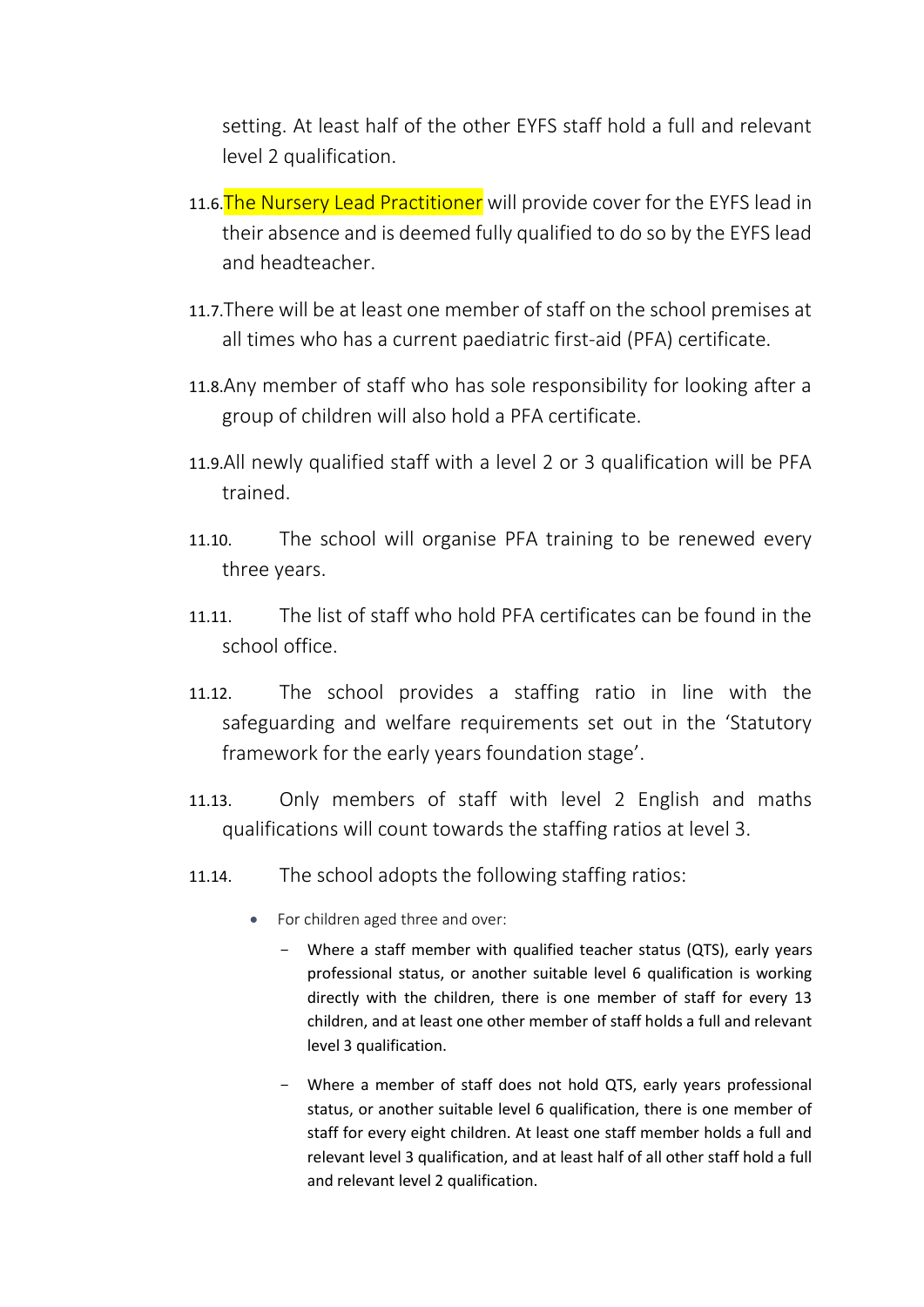setting. At least half of the other EYFS staff hold a full and relevant level 2 qualification.

11.6. The Nursery Lead Practitioner will provide cover for the EYFS lead in their absence and is deemed fully qualified to do so by the EYFS lead and headteacher.

11.7. There will be at least one member of staff on the school premises at all times who has a current paediatric first-aid (PFA) certificate.

11.8. Any member of staff who has sole responsibility for looking after a group of children will also hold a PFA certificate.

11.9. All newly qualified staff with a level 2 or 3 qualification will be PFA trained.

11.10. The school will organise PFA training to be renewed every three years.

11.11. The list of staff who hold PFA certificates can be found in the school office.

11.12. The school provides a staffing ratio in line with the safeguarding and welfare requirements set out in the 'Statutory framework for the early years foundation stage'.

11.13. Only members of staff with level 2 English and maths qualifications will count towards the staffing ratios at level 3.

11.14. The school adopts the following staffing ratios:

- For children aged three and over:
  - Where a staff member with qualified teacher status (QTS), early years professional status, or another suitable level 6 qualification is working directly with the children, there is one member of staff for every 13 children, and at least one other member of staff holds a full and relevant level 3 qualification.
  - Where a member of staff does not hold QTS, early years professional status, or another suitable level 6 qualification, there is one member of staff for every eight children. At least one staff member holds a full and relevant level 3 qualification, and at least half of all other staff hold a full and relevant level 2 qualification.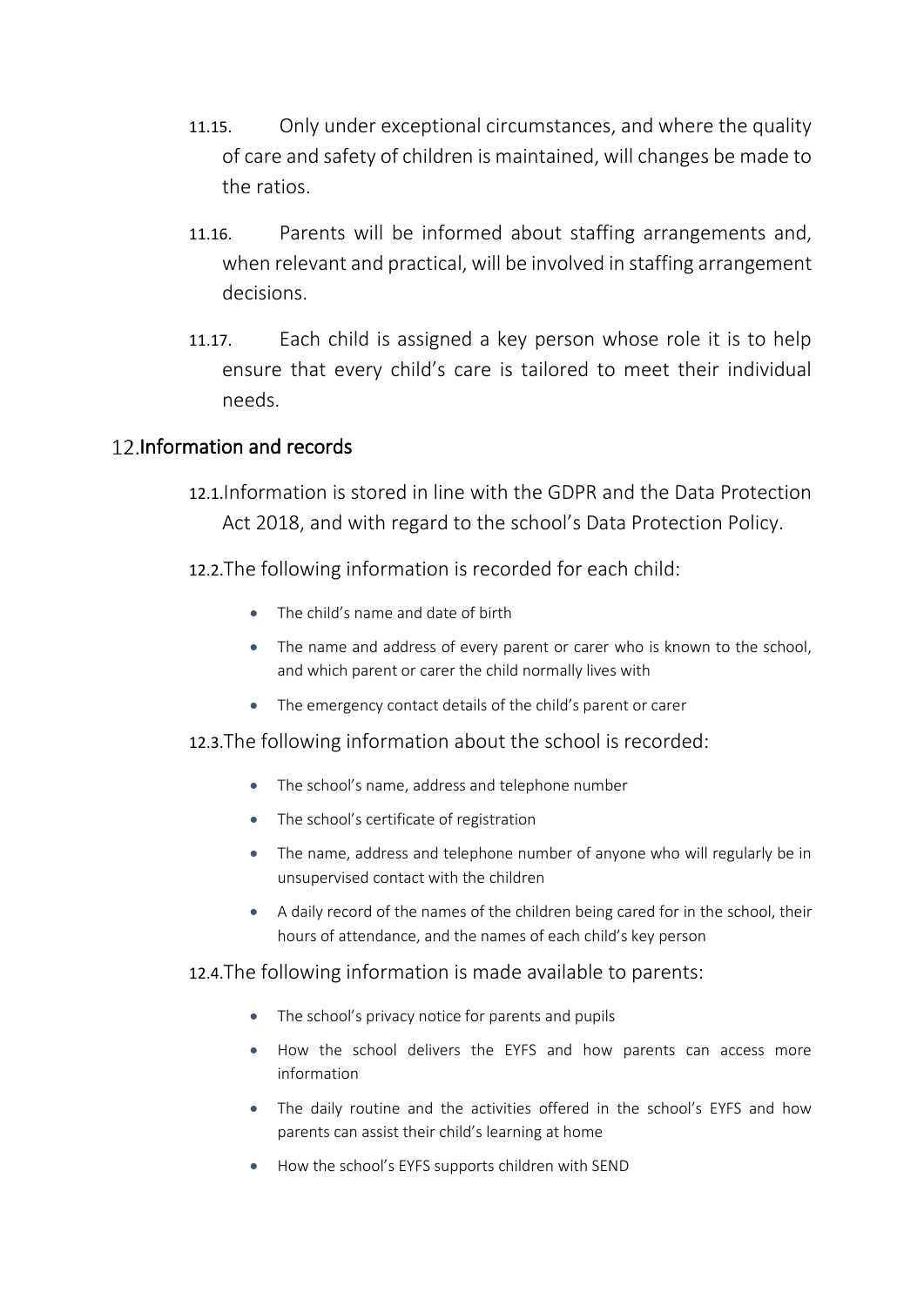11.15. Only under exceptional circumstances, and where the quality of care and safety of children is maintained, will changes be made to the ratios.

11.16. Parents will be informed about staffing arrangements and, when relevant and practical, will be involved in staffing arrangement decisions.

11.17. Each child is assigned a key person whose role it is to help ensure that every child's care is tailored to meet their individual needs.

## 12. Information and records

12.1. Information is stored in line with the GDPR and the Data Protection Act 2018, and with regard to the school's Data Protection Policy.

12.2. The following information is recorded for each child:

- The child's name and date of birth
- The name and address of every parent or carer who is known to the school, and which parent or carer the child normally lives with
- The emergency contact details of the child's parent or carer

12.3. The following information about the school is recorded:

- The school's name, address and telephone number
- The school's certificate of registration
- The name, address and telephone number of anyone who will regularly be in unsupervised contact with the children
- A daily record of the names of the children being cared for in the school, their hours of attendance, and the names of each child's key person

12.4. The following information is made available to parents:

- The school's privacy notice for parents and pupils
- How the school delivers the EYFS and how parents can access more information
- The daily routine and the activities offered in the school's EYFS and how parents can assist their child's learning at home
- How the school's EYFS supports children with SEND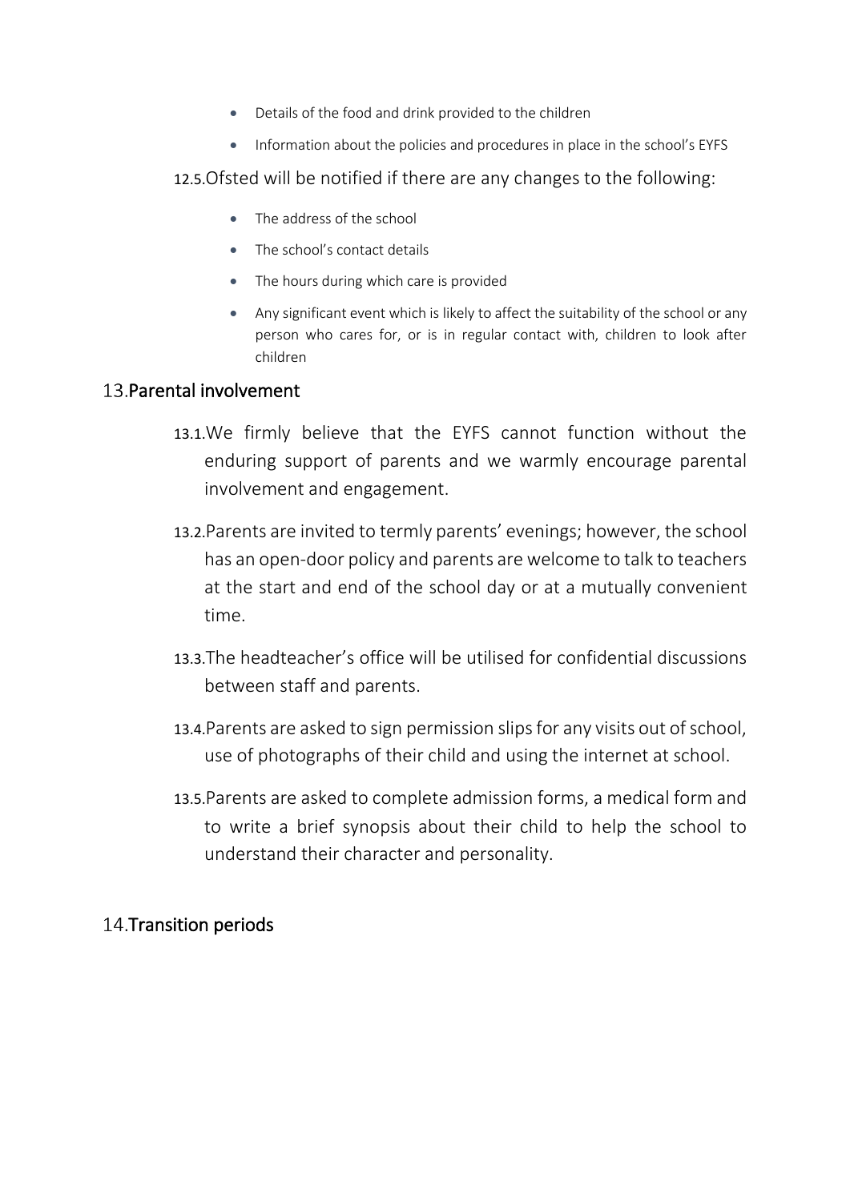- Details of the food and drink provided to the children
- Information about the policies and procedures in place in the school's EYFS

12.5. Ofsted will be notified if there are any changes to the following:

- The address of the school
- The school's contact details
- The hours during which care is provided
- Any significant event which is likely to affect the suitability of the school or any person who cares for, or is in regular contact with, children to look after children

## 13. Parental involvement

13.1. We firmly believe that the EYFS cannot function without the enduring support of parents and we warmly encourage parental involvement and engagement.

13.2. Parents are invited to termly parents' evenings; however, the school has an open-door policy and parents are welcome to talk to teachers at the start and end of the school day or at a mutually convenient time.

13.3. The headteacher's office will be utilised for confidential discussions between staff and parents.

13.4. Parents are asked to sign permission slips for any visits out of school, use of photographs of their child and using the internet at school.

13.5. Parents are asked to complete admission forms, a medical form and to write a brief synopsis about their child to help the school to understand their character and personality.

## 14. Transition periods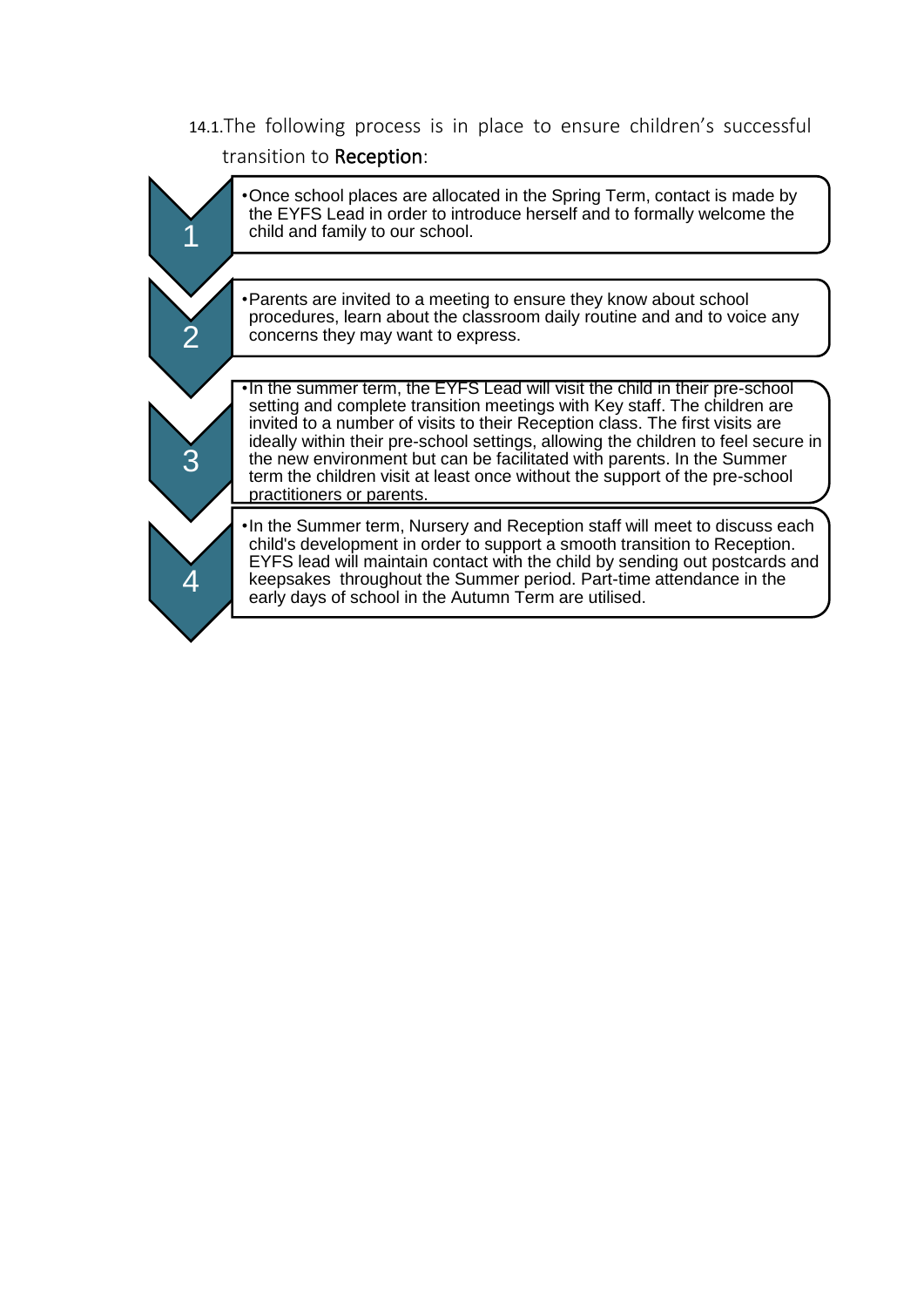14.1. The following process is in place to ensure children's successful transition to **Reception**:

1. Once school places are allocated in the Spring Term, contact is made by the EYFS Lead in order to introduce herself and to formally welcome the child and family to our school.

2. Parents are invited to a meeting to ensure they know about school procedures, learn about the classroom daily routine and and to voice any concerns they may want to express.

3. In the summer term, the EYFS Lead will visit the child in their pre-school setting and complete transition meetings with Key staff. The children are invited to a number of visits to their Reception class. The first visits are ideally within their pre-school settings, allowing the children to feel secure in the new environment but can be facilitated with parents. In the Summer term the children visit at least once without the support of the pre-school practitioners or parents.

4. In the Summer term, Nursery and Reception staff will meet to discuss each child's development in order to support a smooth transition to Reception. EYFS lead will maintain contact with the child by sending out postcards and keepsakes throughout the Summer period. Part-time attendance in the early days of school in the Autumn Term are utilised.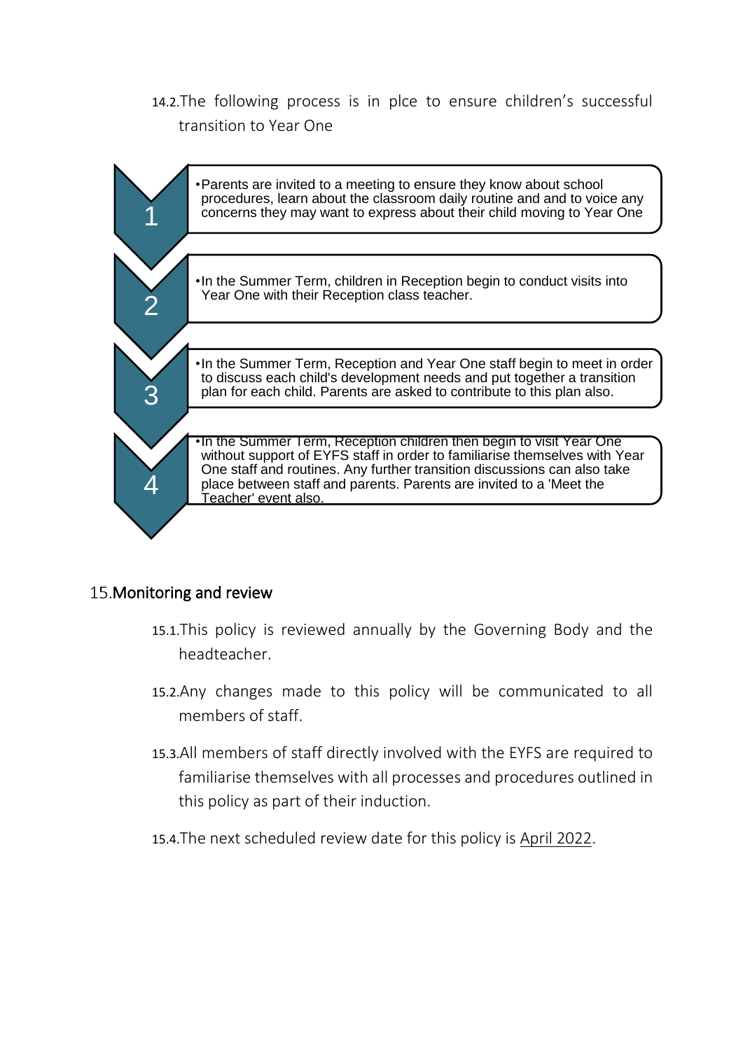14.2. The following process is in plce to ensure children's successful transition to Year One

1. Parents are invited to a meeting to ensure they know about school procedures, learn about the classroom daily routine and and to voice any concerns they may want to express about their child moving to Year One

2. In the Summer Term, children in Reception begin to conduct visits into Year One with their Reception class teacher.

3. In the Summer Term, Reception and Year One staff begin to meet in order to discuss each child's development needs and put together a transition plan for each child. Parents are asked to contribute to this plan also.

4. In the Summer Term, Reception children then begin to visit Year One without support of EYFS staff in order to familiarise themselves with Year One staff and routines. Any further transition discussions can also take place between staff and parents. Parents are invited to a 'Meet the Teacher' event also.

## 15. Monitoring and review

15.1. This policy is reviewed annually by the Governing Body and the headteacher.

15.2. Any changes made to this policy will be communicated to all members of staff.

15.3. All members of staff directly involved with the EYFS are required to familiarise themselves with all processes and procedures outlined in this policy as part of their induction.

15.4. The next scheduled review date for this policy is April 2022.